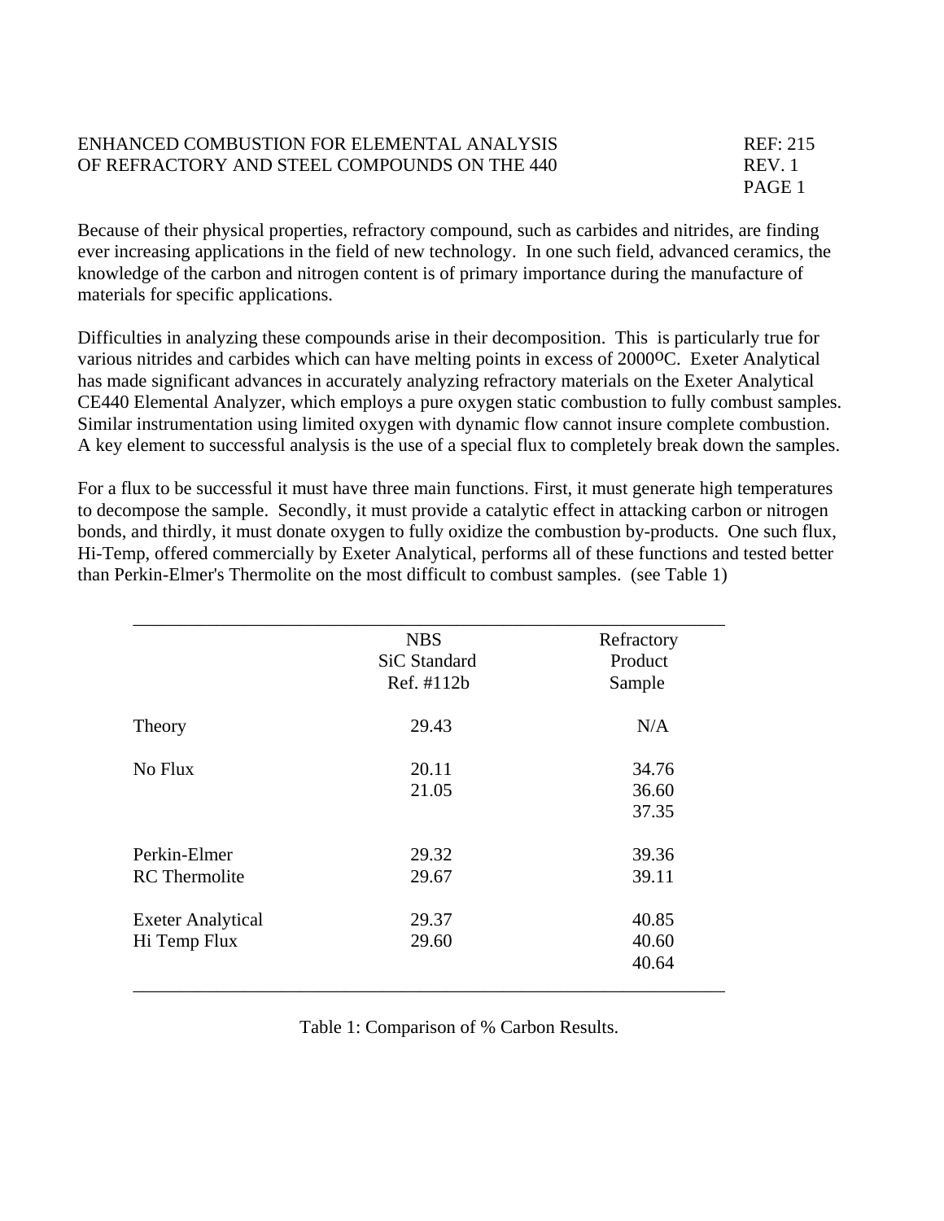# ENHANCED COMBUSTION FOR ELEMENTAL ANALYSIS OF REFRACTORY AND STEEL COMPOUNDS ON THE 440

REF: 215
REV. 1

Because of their physical properties, refractory compound, such as carbides and nitrides, are finding ever increasing applications in the field of new technology. In one such field, advanced ceramics, the knowledge of the carbon and nitrogen content is of primary importance during the manufacture of materials for specific applications.

Difficulties in analyzing these compounds arise in their decomposition. This is particularly true for various nitrides and carbides which can have melting points in excess of 2000$^{o}$C. Exeter Analytical has made significant advances in accurately analyzing refractory materials on the Exeter Analytical CE440 Elemental Analyzer, which employs a pure oxygen static combustion to fully combust samples. Similar instrumentation using limited oxygen with dynamic flow cannot insure complete combustion. A key element to successful analysis is the use of a special flux to completely break down the samples.

For a flux to be successful it must have three main functions. First, it must generate high temperatures to decompose the sample. Secondly, it must provide a catalytic effect in attacking carbon or nitrogen bonds, and thirdly, it must donate oxygen to fully oxidize the combustion by-products. One such flux, Hi-Temp, offered commercially by Exeter Analytical, performs all of these functions and tested better than Perkin-Elmer's Thermolite on the most difficult to combust samples. (see Table 1)

| | NBS SiC Standard Ref. #112b | Refractory Product Sample |
|---|---|---|
| Theory | 29.43 | N/A |
| No Flux | 20.11 | 34.76 |
| | 21.05 | 36.60 |
| | | 37.35 |
| Perkin-Elmer RC Thermolite | 29.32 | 39.36 |
| | 29.67 | 39.11 |
| Exeter Analytical Hi Temp Flux | 29.37 | 40.85 |
| | 29.60 | 40.60 |
| | | 40.64 |

Table 1: Comparison of % Carbon Results.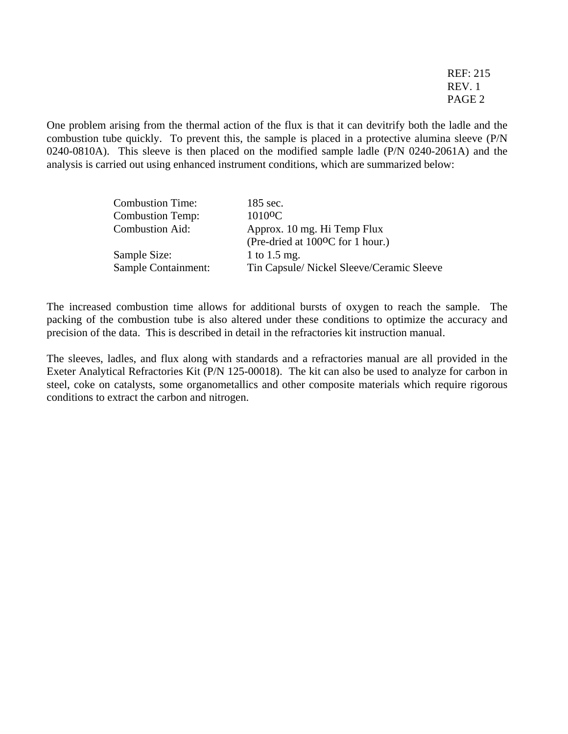One problem arising from the thermal action of the flux is that it can devitrify both the ladle and the combustion tube quickly. To prevent this, the sample is placed in a protective alumina sleeve (P/N 0240-0810A). This sleeve is then placed on the modified sample ladle (P/N 0240-2061A) and the analysis is carried out using enhanced instrument conditions, which are summarized below:

| | |
|---|---|
| Combustion Time: | 185 sec. |
| Combustion Temp: | 1010$^{o}$C |
| Combustion Aid: | Approx. 10 mg. Hi Temp Flux (Pre-dried at 100$^{o}$C for 1 hour.) |
| Sample Size: | 1 to 1.5 mg. |
| Sample Containment: | Tin Capsule/ Nickel Sleeve/Ceramic Sleeve |

The increased combustion time allows for additional bursts of oxygen to reach the sample. The packing of the combustion tube is also altered under these conditions to optimize the accuracy and precision of the data. This is described in detail in the refractories kit instruction manual.

The sleeves, ladles, and flux along with standards and a refractories manual are all provided in the Exeter Analytical Refractories Kit (P/N 125-00018). The kit can also be used to analyze for carbon in steel, coke on catalysts, some organometallics and other composite materials which require rigorous conditions to extract the carbon and nitrogen.